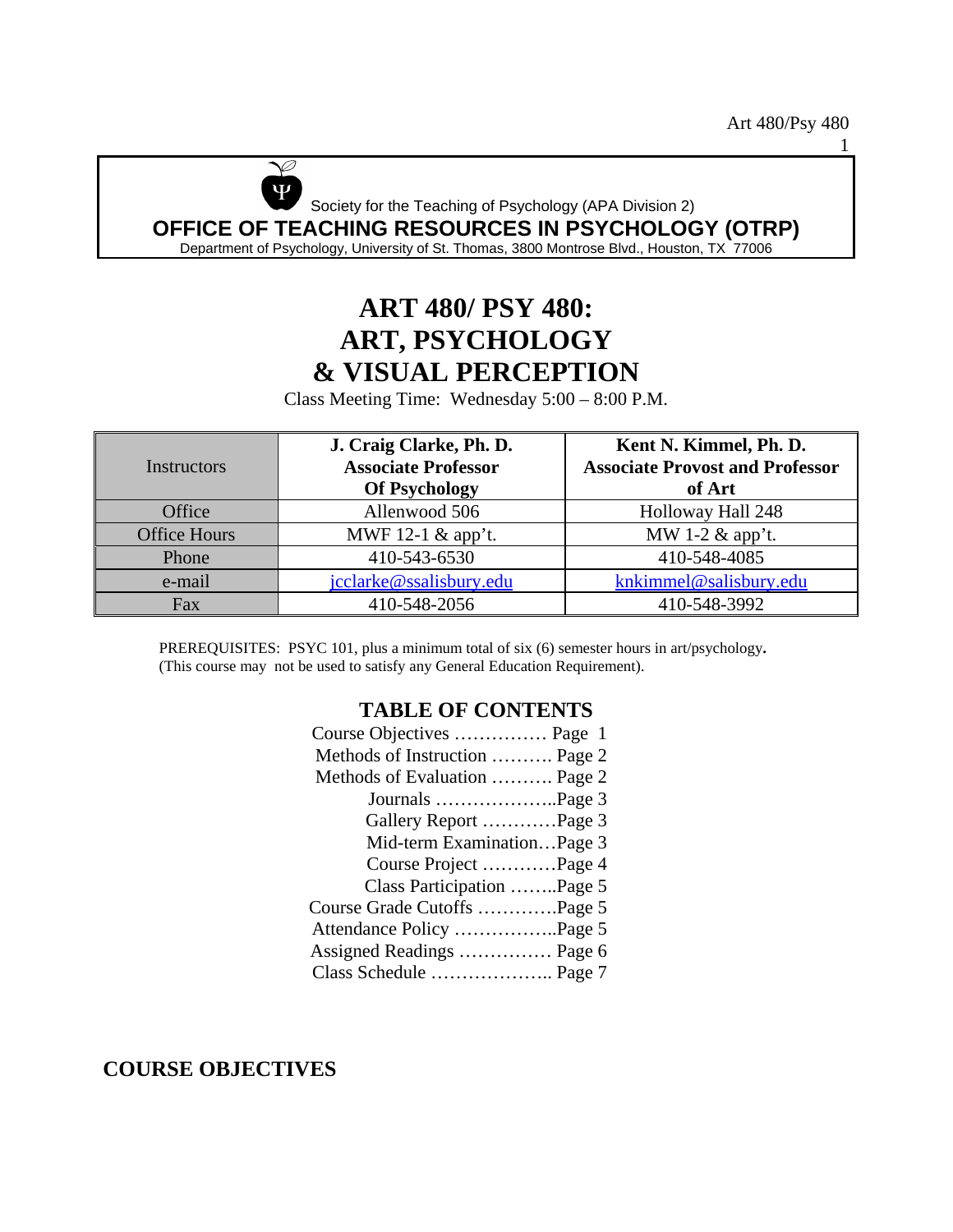Society for the Teaching of Psychology (APA Division 2)

**OFFICE OF TEACHING RESOURCES IN PSYCHOLOGY (OTRP)**

Department of Psychology, University of St. Thomas, 3800 Montrose Blvd., Houston, TX 77006

# ART 480/ PSY 480: ART, PSYCHOLOGY & VISUAL PERCEPTION

Class Meeting Time: Wednesday 5:00 – 8:00 P.M.

| Instructors | **J. Craig Clarke, Ph. D. Associate Professor Of Psychology** | **Kent N. Kimmel, Ph. D. Associate Provost and Professor of Art** |
|---|---|---|
| Office | Allenwood 506 | Holloway Hall 248 |
| Office Hours | MWF 12-1 & app't. | MW 1-2 & app't. |
| Phone | 410-543-6530 | 410-548-4085 |
| e-mail | jcclarke@ssalisbury.edu | knkimmel@salisbury.edu |
| Fax | 410-548-2056 | 410-548-3992 |

PREREQUISITES: PSYC 101, plus a minimum total of six (6) semester hours in art/psychology**.** (This course may not be used to satisfy any General Education Requirement).

## TABLE OF CONTENTS

Course Objectives …………… Page 1
Methods of Instruction ………. Page 2
Methods of Evaluation ………. Page 2
- Journals ………………..Page 3
- Gallery Report …………Page 3
- Mid-term Examination…Page 3
- Course Project …………Page 4
- Class Participation ……..Page 5

Course Grade Cutoffs ………….Page 5
Attendance Policy ……………..Page 5
Assigned Readings …………… Page 6
Class Schedule ……………….. Page 7

## COURSE OBJECTIVES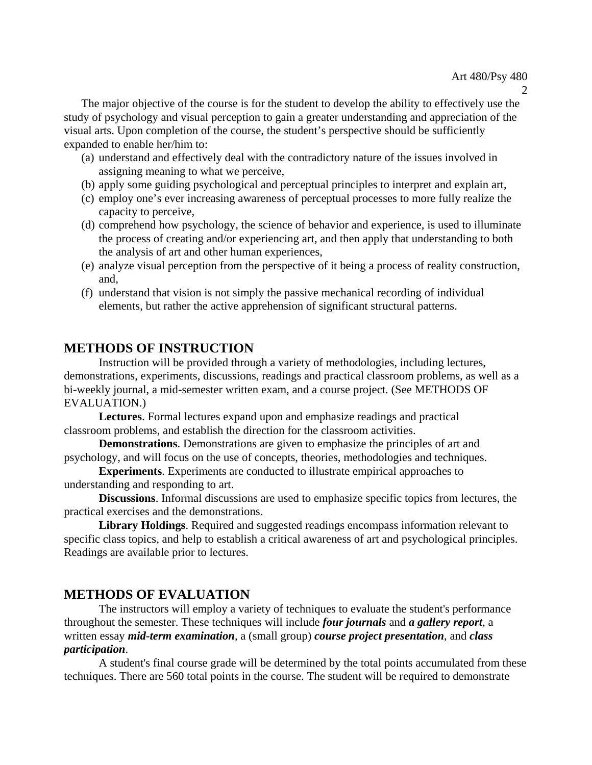The major objective of the course is for the student to develop the ability to effectively use the study of psychology and visual perception to gain a greater understanding and appreciation of the visual arts. Upon completion of the course, the student's perspective should be sufficiently expanded to enable her/him to:

(a) understand and effectively deal with the contradictory nature of the issues involved in assigning meaning to what we perceive,
(b) apply some guiding psychological and perceptual principles to interpret and explain art,
(c) employ one's ever increasing awareness of perceptual processes to more fully realize the capacity to perceive,
(d) comprehend how psychology, the science of behavior and experience, is used to illuminate the process of creating and/or experiencing art, and then apply that understanding to both the analysis of art and other human experiences,
(e) analyze visual perception from the perspective of it being a process of reality construction, and,
(f) understand that vision is not simply the passive mechanical recording of individual elements, but rather the active apprehension of significant structural patterns.

## METHODS OF INSTRUCTION

Instruction will be provided through a variety of methodologies, including lectures, demonstrations, experiments, discussions, readings and practical classroom problems, as well as a bi-weekly journal, a mid-semester written exam, and a course project. (See METHODS OF EVALUATION.)

**Lectures**. Formal lectures expand upon and emphasize readings and practical classroom problems, and establish the direction for the classroom activities.

**Demonstrations**. Demonstrations are given to emphasize the principles of art and psychology, and will focus on the use of concepts, theories, methodologies and techniques.

**Experiments**. Experiments are conducted to illustrate empirical approaches to understanding and responding to art.

**Discussions**. Informal discussions are used to emphasize specific topics from lectures, the practical exercises and the demonstrations.

**Library Holdings**. Required and suggested readings encompass information relevant to specific class topics, and help to establish a critical awareness of art and psychological principles. Readings are available prior to lectures.

## METHODS OF EVALUATION

The instructors will employ a variety of techniques to evaluate the student's performance throughout the semester. These techniques will include ***four journals*** and ***a gallery report***, a written essay ***mid-term examination***, a (small group) ***course project presentation***, and ***class participation***.

A student's final course grade will be determined by the total points accumulated from these techniques. There are 560 total points in the course. The student will be required to demonstrate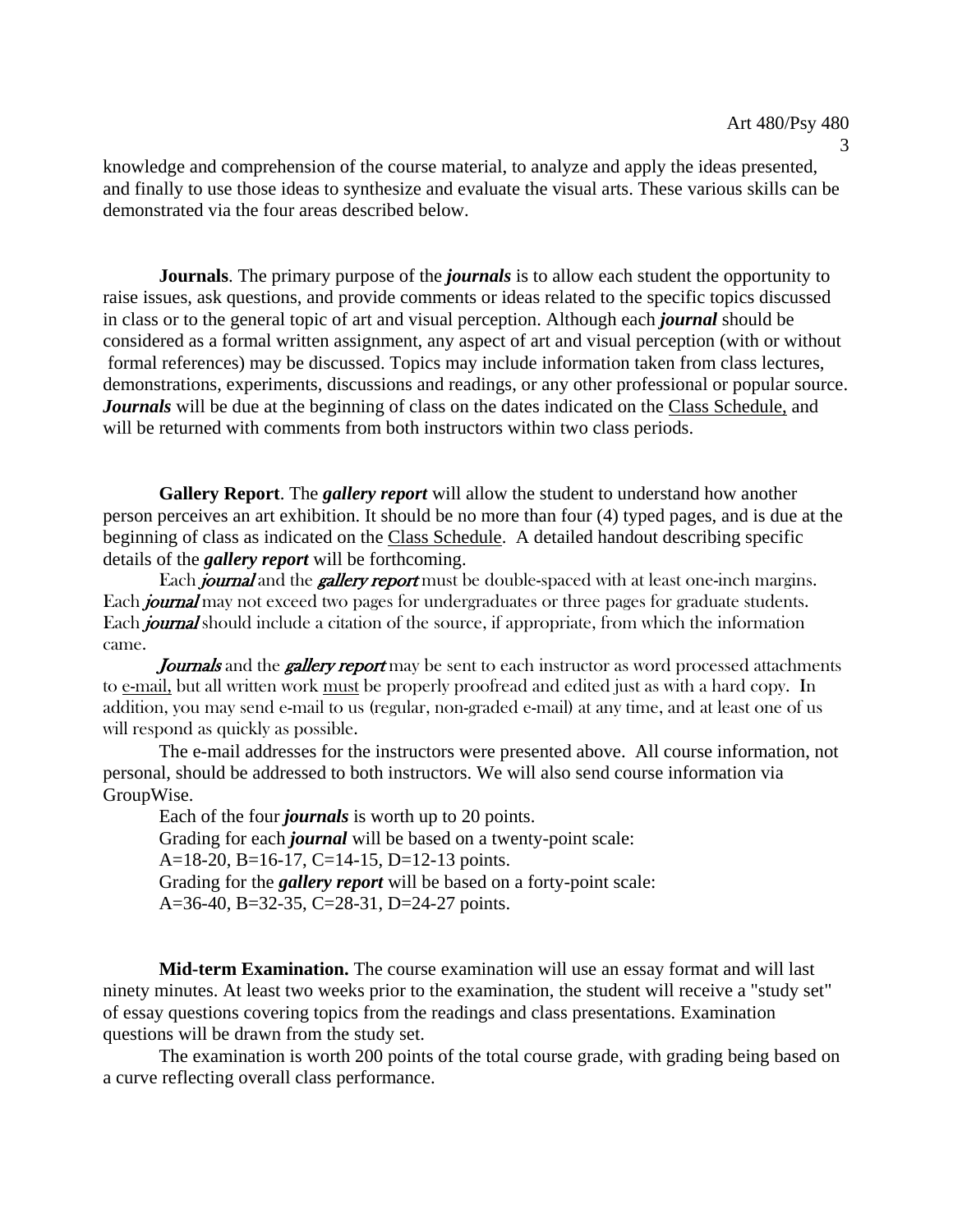knowledge and comprehension of the course material, to analyze and apply the ideas presented, and finally to use those ideas to synthesize and evaluate the visual arts. These various skills can be demonstrated via the four areas described below.

**Journals**. The primary purpose of the ***journals*** is to allow each student the opportunity to raise issues, ask questions, and provide comments or ideas related to the specific topics discussed in class or to the general topic of art and visual perception. Although each ***journal*** should be considered as a formal written assignment, any aspect of art and visual perception (with or without formal references) may be discussed. Topics may include information taken from class lectures, demonstrations, experiments, discussions and readings, or any other professional or popular source. ***Journals*** will be due at the beginning of class on the dates indicated on the Class Schedule, and will be returned with comments from both instructors within two class periods.

**Gallery Report**. The ***gallery report*** will allow the student to understand how another person perceives an art exhibition. It should be no more than four (4) typed pages, and is due at the beginning of class as indicated on the Class Schedule. A detailed handout describing specific details of the ***gallery report*** will be forthcoming.

Each ***journal*** and the ***gallery report*** must be double-spaced with at least one-inch margins. Each ***journal*** may not exceed two pages for undergraduates or three pages for graduate students. Each ***journal*** should include a citation of the source, if appropriate, from which the information came.

***Journals*** and the ***gallery report*** may be sent to each instructor as word processed attachments to e-mail, but all written work must be properly proofread and edited just as with a hard copy. In addition, you may send e-mail to us (regular, non-graded e-mail) at any time, and at least one of us will respond as quickly as possible.

The e-mail addresses for the instructors were presented above. All course information, not personal, should be addressed to both instructors. We will also send course information via GroupWise.

Each of the four ***journals*** is worth up to 20 points.
Grading for each ***journal*** will be based on a twenty-point scale:
A=18-20, B=16-17, C=14-15, D=12-13 points.
Grading for the ***gallery report*** will be based on a forty-point scale:
A=36-40, B=32-35, C=28-31, D=24-27 points.

**Mid-term Examination.** The course examination will use an essay format and will last ninety minutes. At least two weeks prior to the examination, the student will receive a "study set" of essay questions covering topics from the readings and class presentations. Examination questions will be drawn from the study set.

The examination is worth 200 points of the total course grade, with grading being based on a curve reflecting overall class performance.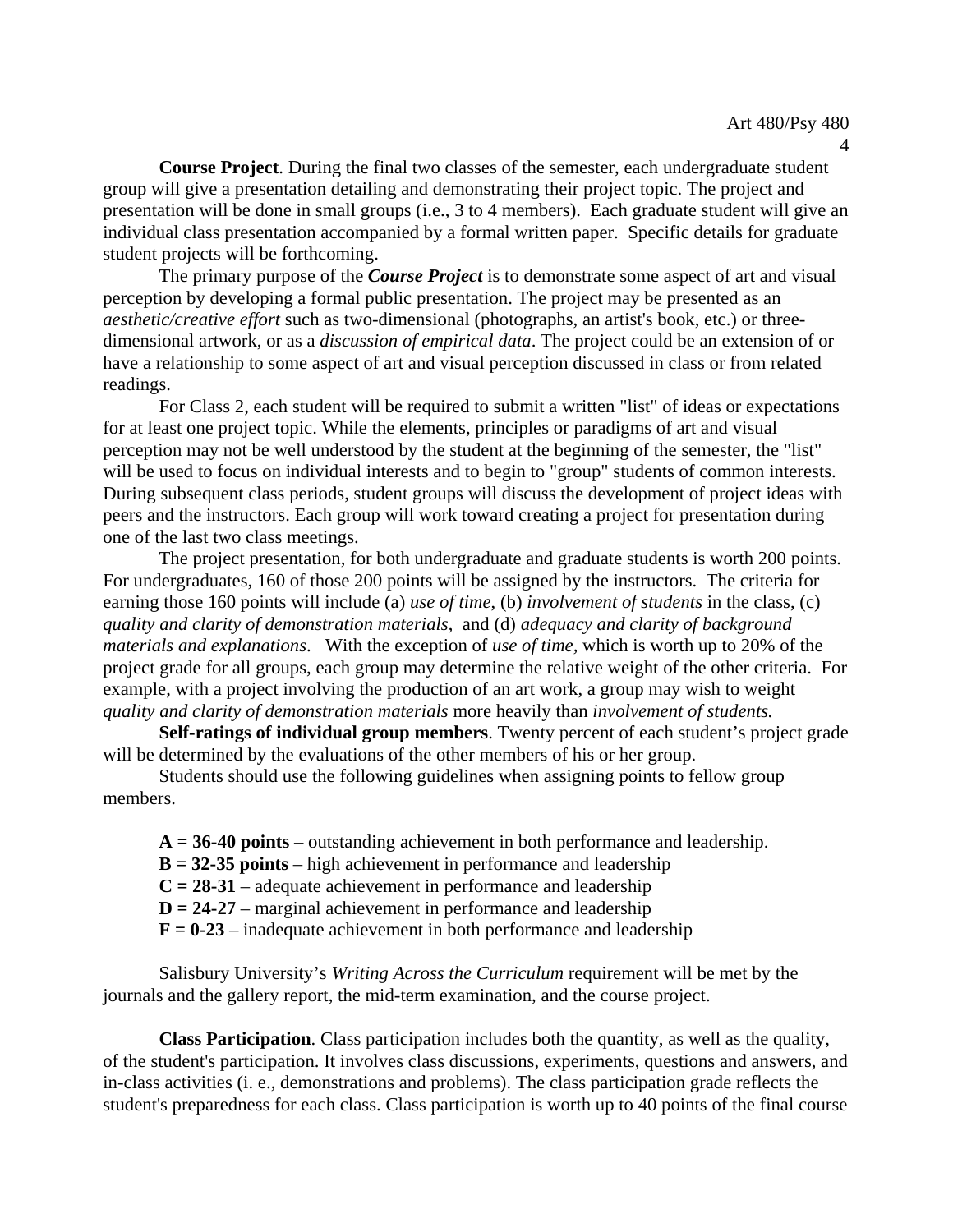**Course Project**. During the final two classes of the semester, each undergraduate student group will give a presentation detailing and demonstrating their project topic. The project and presentation will be done in small groups (i.e., 3 to 4 members). Each graduate student will give an individual class presentation accompanied by a formal written paper. Specific details for graduate student projects will be forthcoming.

The primary purpose of the ***Course Project*** is to demonstrate some aspect of art and visual perception by developing a formal public presentation. The project may be presented as an *aesthetic/creative effort* such as two-dimensional (photographs, an artist's book, etc.) or three-dimensional artwork, or as a *discussion of empirical data*. The project could be an extension of or have a relationship to some aspect of art and visual perception discussed in class or from related readings.

For Class 2, each student will be required to submit a written "list" of ideas or expectations for at least one project topic. While the elements, principles or paradigms of art and visual perception may not be well understood by the student at the beginning of the semester, the "list" will be used to focus on individual interests and to begin to "group" students of common interests. During subsequent class periods, student groups will discuss the development of project ideas with peers and the instructors. Each group will work toward creating a project for presentation during one of the last two class meetings.

The project presentation, for both undergraduate and graduate students is worth 200 points. For undergraduates, 160 of those 200 points will be assigned by the instructors. The criteria for earning those 160 points will include (a) *use of time*, (b) *involvement of students* in the class, (c) *quality and clarity of demonstration materials*, and (d) *adequacy and clarity of background materials and explanations*. With the exception of *use of time*, which is worth up to 20% of the project grade for all groups, each group may determine the relative weight of the other criteria. For example, with a project involving the production of an art work, a group may wish to weight *quality and clarity of demonstration materials* more heavily than *involvement of students.*

**Self-ratings of individual group members**. Twenty percent of each student's project grade will be determined by the evaluations of the other members of his or her group.

Students should use the following guidelines when assigning points to fellow group members.

**A = 36-40 points** – outstanding achievement in both performance and leadership.
**B = 32-35 points** – high achievement in performance and leadership
**C = 28-31** – adequate achievement in performance and leadership
**D = 24-27** – marginal achievement in performance and leadership
**F = 0-23** – inadequate achievement in both performance and leadership

Salisbury University's *Writing Across the Curriculum* requirement will be met by the journals and the gallery report, the mid-term examination, and the course project.

**Class Participation**. Class participation includes both the quantity, as well as the quality, of the student's participation. It involves class discussions, experiments, questions and answers, and in-class activities (i. e., demonstrations and problems). The class participation grade reflects the student's preparedness for each class. Class participation is worth up to 40 points of the final course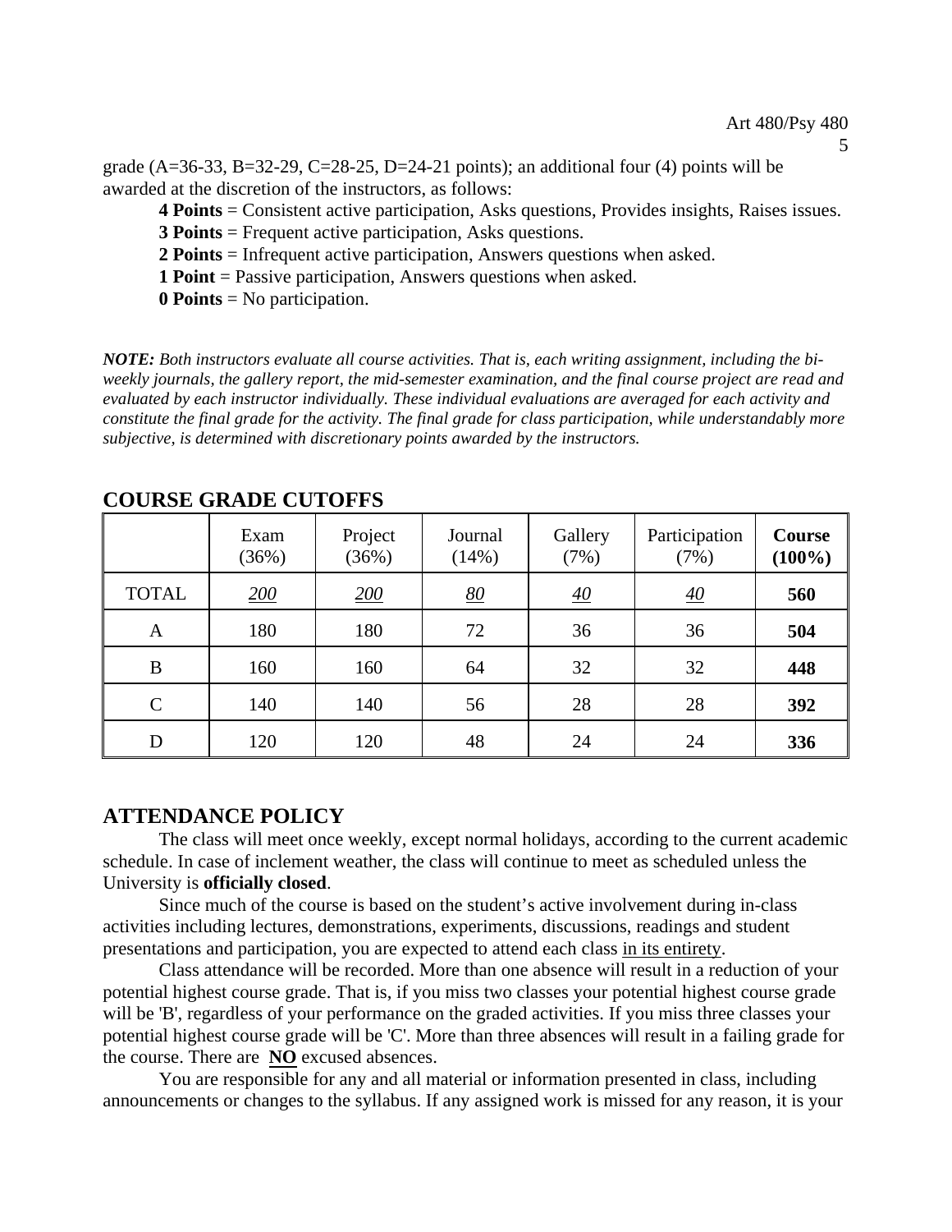grade (A=36-33, B=32-29, C=28-25, D=24-21 points); an additional four (4) points will be awarded at the discretion of the instructors, as follows:

**4 Points** = Consistent active participation, Asks questions, Provides insights, Raises issues.
**3 Points** = Frequent active participation, Asks questions.
**2 Points** = Infrequent active participation, Answers questions when asked.
**1 Point** = Passive participation, Answers questions when asked.
**0 Points** = No participation.

***NOTE:*** *Both instructors evaluate all course activities. That is, each writing assignment, including the bi-weekly journals, the gallery report, the mid-semester examination, and the final course project are read and evaluated by each instructor individually. These individual evaluations are averaged for each activity and constitute the final grade for the activity. The final grade for class participation, while understandably more subjective, is determined with discretionary points awarded by the instructors.*

## COURSE GRADE CUTOFFS

| | Exam (36%) | Project (36%) | Journal (14%) | Gallery (7%) | Participation (7%) | **Course (100%)** |
|---|---|---|---|---|---|---|
| TOTAL | 200 | 200 | 80 | 40 | 40 | **560** |
| A | 180 | 180 | 72 | 36 | 36 | **504** |
| B | 160 | 160 | 64 | 32 | 32 | **448** |
| C | 140 | 140 | 56 | 28 | 28 | **392** |
| D | 120 | 120 | 48 | 24 | 24 | **336** |

## ATTENDANCE POLICY

The class will meet once weekly, except normal holidays, according to the current academic schedule. In case of inclement weather, the class will continue to meet as scheduled unless the University is **officially closed**.

Since much of the course is based on the student's active involvement during in-class activities including lectures, demonstrations, experiments, discussions, readings and student presentations and participation, you are expected to attend each class in its entirety.

Class attendance will be recorded. More than one absence will result in a reduction of your potential highest course grade. That is, if you miss two classes your potential highest course grade will be 'B', regardless of your performance on the graded activities. If you miss three classes your potential highest course grade will be 'C'. More than three absences will result in a failing grade for the course. There are **NO** excused absences.

You are responsible for any and all material or information presented in class, including announcements or changes to the syllabus. If any assigned work is missed for any reason, it is your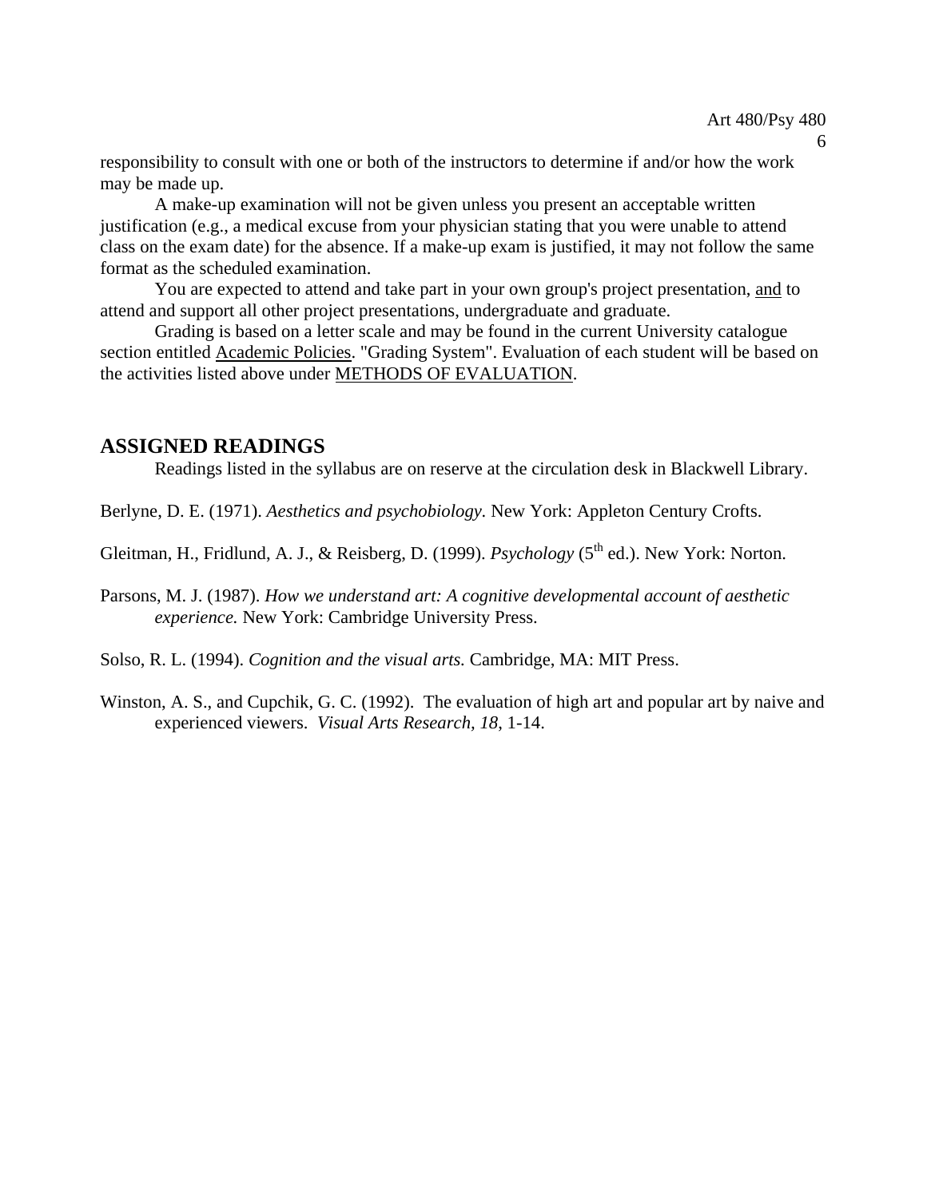responsibility to consult with one or both of the instructors to determine if and/or how the work may be made up.

A make-up examination will not be given unless you present an acceptable written justification (e.g., a medical excuse from your physician stating that you were unable to attend class on the exam date) for the absence. If a make-up exam is justified, it may not follow the same format as the scheduled examination.

You are expected to attend and take part in your own group's project presentation, and to attend and support all other project presentations, undergraduate and graduate.

Grading is based on a letter scale and may be found in the current University catalogue section entitled Academic Policies. "Grading System". Evaluation of each student will be based on the activities listed above under METHODS OF EVALUATION.

## ASSIGNED READINGS

Readings listed in the syllabus are on reserve at the circulation desk in Blackwell Library.

Berlyne, D. E. (1971). *Aesthetics and psychobiology.* New York: Appleton Century Crofts.

Gleitman, H., Fridlund, A. J., & Reisberg, D. (1999). *Psychology* (5th ed.). New York: Norton.

Parsons, M. J. (1987). *How we understand art: A cognitive developmental account of aesthetic experience.* New York: Cambridge University Press.

Solso, R. L. (1994). *Cognition and the visual arts.* Cambridge, MA: MIT Press.

Winston, A. S., and Cupchik, G. C. (1992). The evaluation of high art and popular art by naive and experienced viewers. *Visual Arts Research, 18*, 1-14.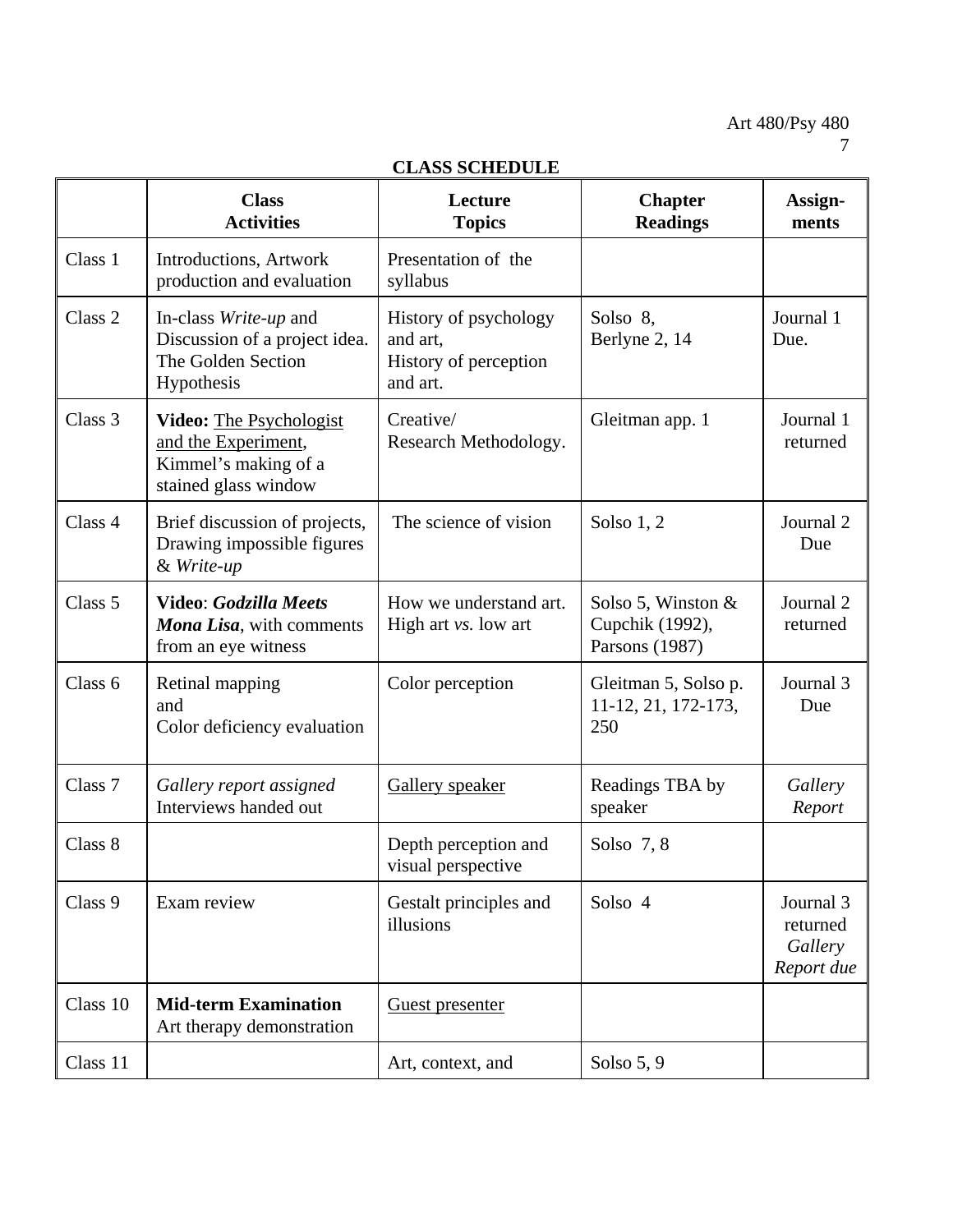**CLASS SCHEDULE**

| | Class Activities | Lecture Topics | Chapter Readings | Assign-ments |
|---|---|---|---|---|
| Class 1 | Introductions, Artwork production and evaluation | Presentation of the syllabus | | |
| Class 2 | In-class *Write-up* and Discussion of a project idea. The Golden Section Hypothesis | History of psychology and art, History of perception and art. | Solso 8, Berlyne 2, 14 | Journal 1 Due. |
| Class 3 | **Video:** The Psychologist and the Experiment, Kimmel's making of a stained glass window | Creative/ Research Methodology. | Gleitman app. 1 | Journal 1 returned |
| Class 4 | Brief discussion of projects, Drawing impossible figures & *Write-up* | The science of vision | Solso 1, 2 | Journal 2 Due |
| Class 5 | **Video**: ***Godzilla Meets Mona Lisa***, with comments from an eye witness | How we understand art. High art *vs.* low art | Solso 5, Winston & Cupchik (1992), Parsons (1987) | Journal 2 returned |
| Class 6 | Retinal mapping and Color deficiency evaluation | Color perception | Gleitman 5, Solso p. 11-12, 21, 172-173, 250 | Journal 3 Due |
| Class 7 | *Gallery report assigned* Interviews handed out | Gallery speaker | Readings TBA by speaker | *Gallery Report* |
| Class 8 | | Depth perception and visual perspective | Solso 7, 8 | |
| Class 9 | Exam review | Gestalt principles and illusions | Solso 4 | Journal 3 returned *Gallery Report due* |
| Class 10 | **Mid-term Examination** Art therapy demonstration | Guest presenter | | |
| Class 11 | | Art, context, and | Solso 5, 9 | |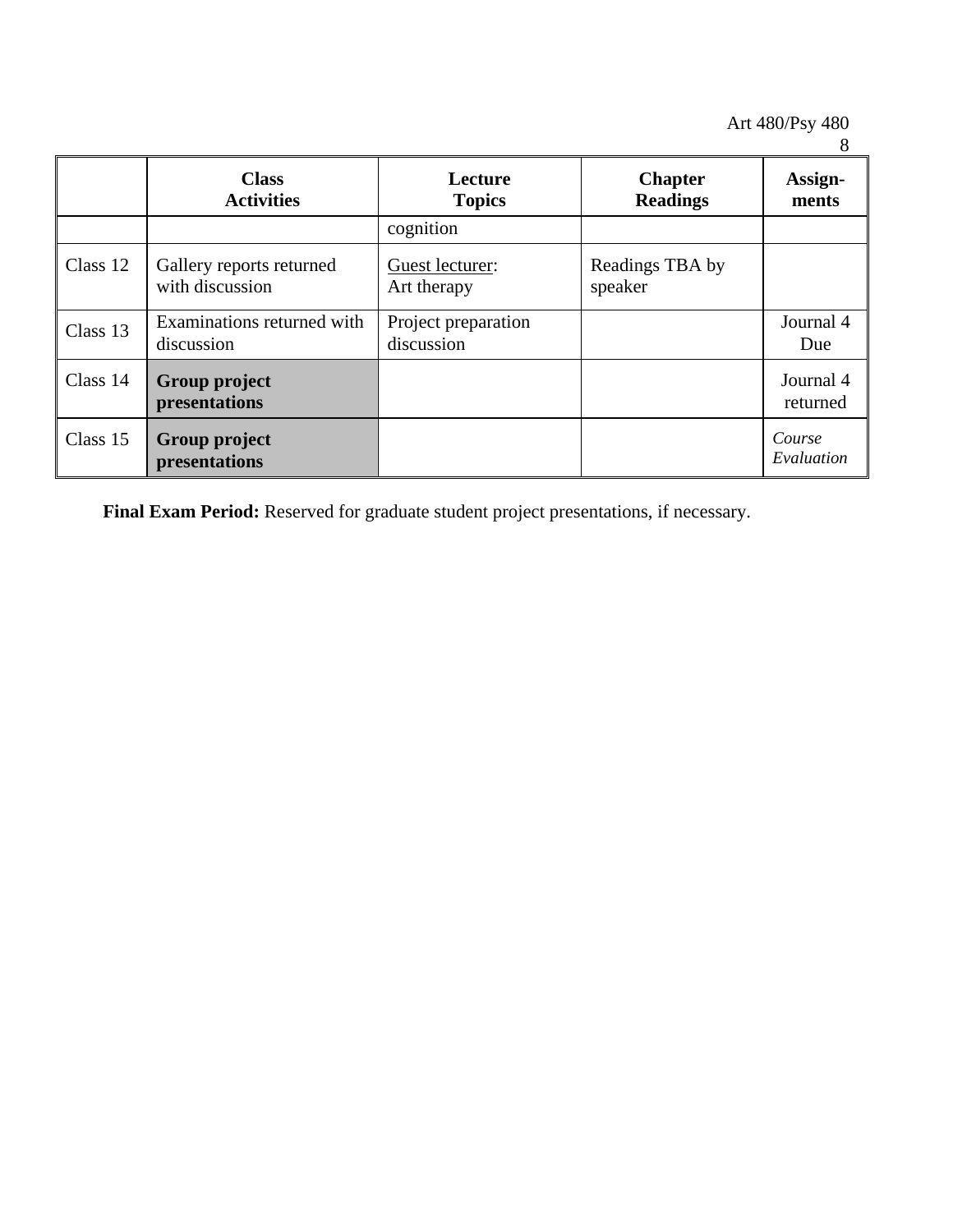| | Class Activities | Lecture Topics | Chapter Readings | Assign-ments |
|---|---|---|---|---|
| | | cognition | | |
| Class 12 | Gallery reports returned with discussion | Guest lecturer: Art therapy | Readings TBA by speaker | |
| Class 13 | Examinations returned with discussion | Project preparation discussion | | Journal 4 Due |
| Class 14 | **Group project presentations** | | | Journal 4 returned |
| Class 15 | **Group project presentations** | | | *Course Evaluation* |

**Final Exam Period:** Reserved for graduate student project presentations, if necessary.